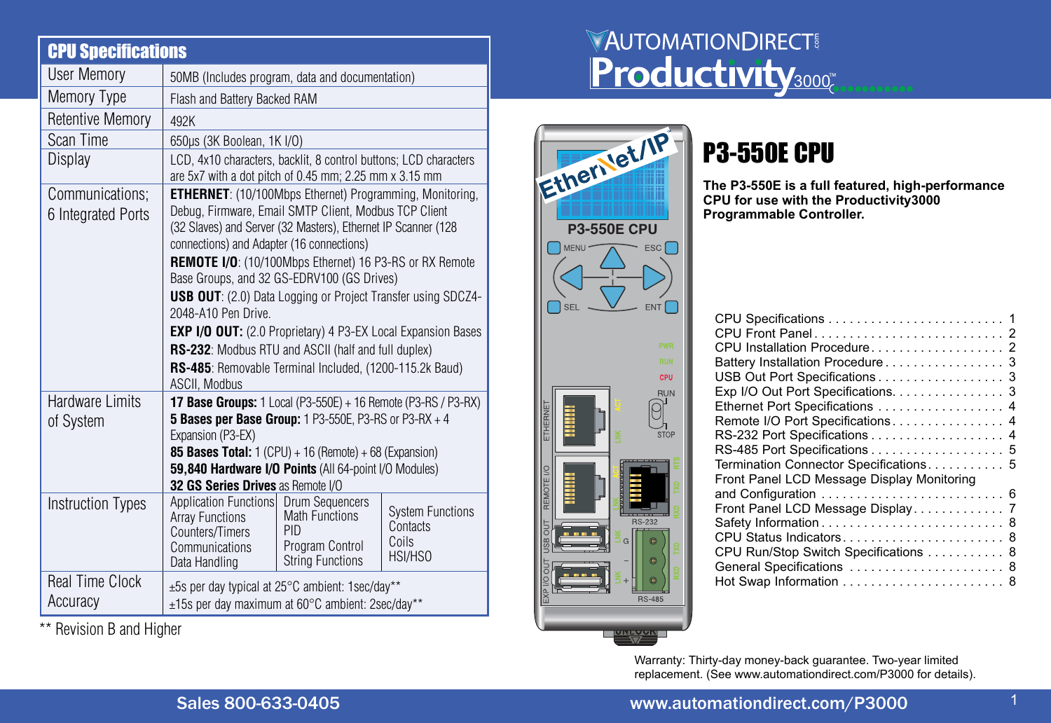# AUTOMATIONDIRECT Productivity3000

# P3-550E CPU

**The P3-550E is a full featured, high-performance CPU for use with the Productivity3000 Programmable Controller.**

## CPU Specifications

| CPU Specifications | | | |
|---|---|---|---|
| User Memory | 50MB (Includes program, data and documentation) | | |
| Memory Type | Flash and Battery Backed RAM | | |
| Retentive Memory | 492K | | |
| Scan Time | 650µs (3K Boolean, 1K I/O) | | |
| Display | LCD, 4x10 characters, backlit, 8 control buttons; LCD characters are 5x7 with a dot pitch of 0.45 mm; 2.25 mm x 3.15 mm | | |
| Communications; 6 Integrated Ports | **ETHERNET**: (10/100Mbps Ethernet) Programming, Monitoring, Debug, Firmware, Email SMTP Client, Modbus TCP Client (32 Slaves) and Server (32 Masters), Ethernet IP Scanner (128 connections) and Adapter (16 connections)<br>**REMOTE I/O**: (10/100Mbps Ethernet) 16 P3-RS or RX Remote Base Groups, and 32 GS-EDRV100 (GS Drives)<br>**USB OUT**: (2.0) Data Logging or Project Transfer using SDCZ4-2048-A10 Pen Drive.<br>**EXP I/O OUT:** (2.0 Proprietary) 4 P3-EX Local Expansion Bases<br>**RS-232**: Modbus RTU and ASCII (half and full duplex)<br>**RS-485**: Removable Terminal Included, (1200-115.2k Baud) ASCII, Modbus | | |
| Hardware Limits of System | **17 Base Groups:** 1 Local (P3-550E) + 16 Remote (P3-RS / P3-RX)<br>**5 Bases per Base Group:** 1 P3-550E, P3-RS or P3-RX + 4 Expansion (P3-EX)<br>**85 Bases Total:** 1 (CPU) + 16 (Remote) + 68 (Expansion)<br>**59,840 Hardware I/O Points** (All 64-point I/O Modules)<br>**32 GS Series Drives** as Remote I/O | | |
| Instruction Types | Application Functions<br>Array Functions<br>Counters/Timers<br>Communications<br>Data Handling | Drum Sequencers<br>Math Functions<br>PID<br>Program Control<br>String Functions | System Functions<br>Contacts<br>Coils<br>HSI/HSO |
| Real Time Clock Accuracy | ±5s per day typical at 25°C ambient: 1sec/day**<br>±15s per day maximum at 60°C ambient: 2sec/day** | | |

** Revision B and Higher

| Contents | Page |
|---|---|
| CPU Specifications | 1 |
| CPU Front Panel | 2 |
| CPU Installation Procedure | 2 |
| Battery Installation Procedure | 3 |
| USB Out Port Specifications | 3 |
| Exp I/O Out Port Specifications | 3 |
| Ethernet Port Specifications | 4 |
| Remote I/O Port Specifications | 4 |
| RS-232 Port Specifications | 4 |
| RS-485 Port Specifications | 5 |
| Termination Connector Specifications | 5 |
| Front Panel LCD Message Display Monitoring and Configuration | 6 |
| Front Panel LCD Message Display | 7 |
| Safety Information | 8 |
| CPU Status Indicators | 8 |
| CPU Run/Stop Switch Specifications | 8 |
| General Specifications | 8 |
| Hot Swap Information | 8 |

Warranty: Thirty-day money-back guarantee. Two-year limited replacement. (See www.automationdirect.com/P3000 for details).

Sales 800-633-0405 www.automationdirect.com/P3000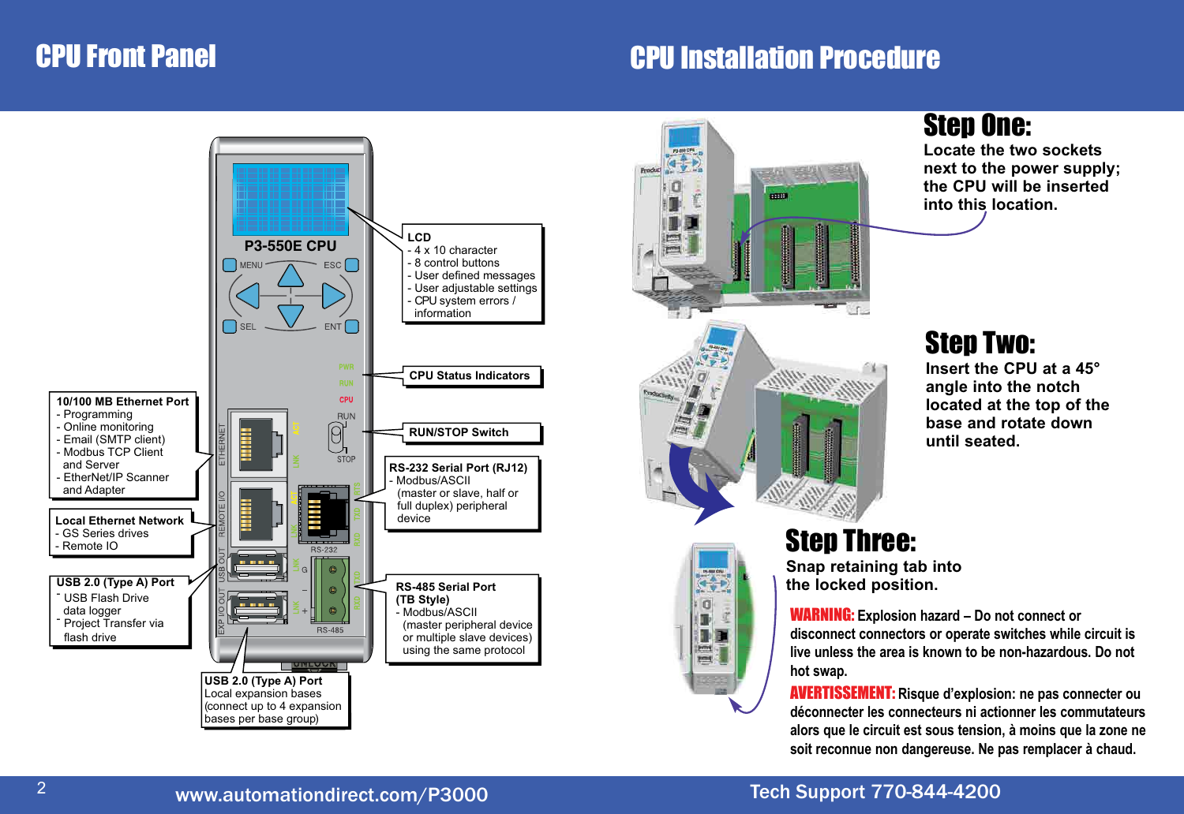# CPU Front Panel

**LCD**
- 4 x 10 character
- 8 control buttons
- User defined messages
- User adjustable settings
- CPU system errors / information

**CPU Status Indicators**

**RUN/STOP Switch**

**RS-232 Serial Port (RJ12)**
- Modbus/ASCII (master or slave, half or full duplex) peripheral device

**RS-485 Serial Port (TB Style)**
- Modbus/ASCII (master peripheral device or multiple slave devices) using the same protocol

**10/100 MB Ethernet Port**
- Programming
- Online monitoring
- Email (SMTP client)
- Modbus TCP Client and Server
- EtherNet/IP Scanner and Adapter

**Local Ethernet Network**
- GS Series drives
- Remote IO

**USB 2.0 (Type A) Port**
- USB Flash Drive data logger
- Project Transfer via flash drive

**USB 2.0 (Type A) Port**
Local expansion bases (connect up to 4 expansion bases per base group)

# CPU Installation Procedure

## Step One:

Locate the two sockets next to the power supply; the CPU will be inserted into this location.

## Step Two:

Insert the CPU at a 45° angle into the notch located at the top of the base and rotate down until seated.

## Step Three:

Snap retaining tab into the locked position.

**WARNING:** Explosion hazard – Do not connect or disconnect connectors or operate switches while circuit is live unless the area is known to be non-hazardous. Do not hot swap.

**AVERTISSEMENT:** Risque d'explosion: ne pas connecter ou déconnecter les connecteurs ni actionner les commutateurs alors que le circuit est sous tension, à moins que la zone ne soit reconnue non dangereuse. Ne pas remplacer à chaud.

www.automationdirect.com/P3000

Tech Support 770-844-4200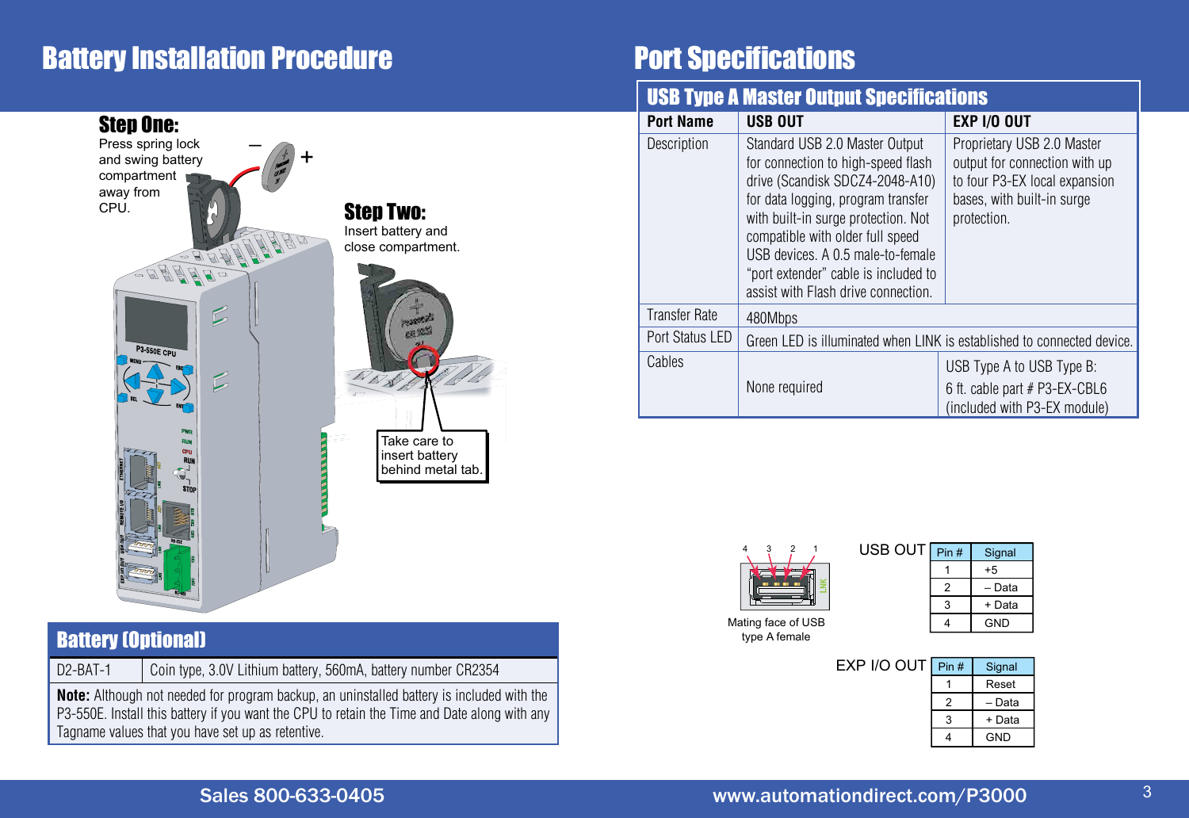# Battery Installation Procedure

**Step One:**
Press spring lock and swing battery compartment away from CPU.

**Step Two:**
Insert battery and close compartment.

Take care to insert battery behind metal tab.

## Battery (Optional)

| D2-BAT-1 | Coin type, 3.0V Lithium battery, 560mA, battery number CR2354 |
|---|---|

**Note:** Although not needed for program backup, an uninstalled battery is included with the P3-550E. Install this battery if you want the CPU to retain the Time and Date along with any Tagname values that you have set up as retentive.

# Port Specifications

## USB Type A Master Output Specifications

| Port Name | USB OUT | EXP I/O OUT |
|---|---|---|
| Description | Standard USB 2.0 Master Output for connection to high-speed flash drive (Scandisk SDCZ4-2048-A10) for data logging, program transfer with built-in surge protection. Not compatible with older full speed USB devices. A 0.5 male-to-female "port extender" cable is included to assist with Flash drive connection. | Proprietary USB 2.0 Master output for connection with up to four P3-EX local expansion bases, with built-in surge protection. |
| Transfer Rate | 480Mbps | |
| Port Status LED | Green LED is illuminated when LINK is established to connected device. | |
| Cables | None required | USB Type A to USB Type B: 6 ft. cable part # P3-EX-CBL6 (included with P3-EX module) |

Mating face of USB type A female

USB OUT

| Pin # | Signal |
|---|---|
| 1 | +5 |
| 2 | – Data |
| 3 | + Data |
| 4 | GND |

EXP I/O OUT

| Pin # | Signal |
|---|---|
| 1 | Reset |
| 2 | – Data |
| 3 | + Data |
| 4 | GND |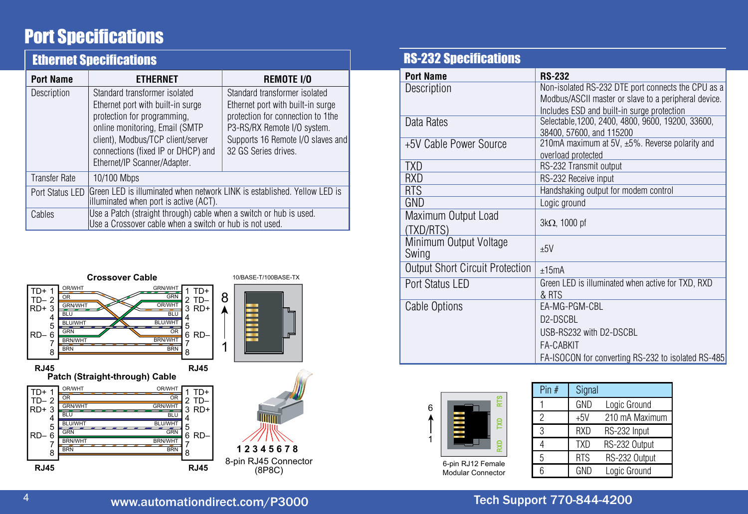# Port Specifications

## Ethernet Specifications

| Port Name | ETHERNET | REMOTE I/O |
|---|---|---|
| Description | Standard transformer isolated Ethernet port with built-in surge protection for programming, online monitoring, Email (SMTP client), Modbus/TCP client/server connections (fixed IP or DHCP) and Ethernet/IP Scanner/Adapter. | Standard transformer isolated Ethernet port with built-in surge protection for connection to 1the P3-RS/RX Remote I/O system. Supports 16 Remote I/O slaves and 32 GS Series drives. |
| Transfer Rate | 10/100 Mbps | |
| Port Status LED | Green LED is illuminated when network LINK is established. Yellow LED is illuminated when port is active (ACT). | |
| Cables | Use a Patch (straight through) cable when a switch or hub is used. Use a Crossover cable when a switch or hub is not used. | |

**Crossover Cable**

| RJ45 | Wire | Wire | RJ45 |
|---|---|---|---|
| TD+ 1 | OR/WHT | GRN/WHT | 1 TD+ |
| TD– 2 | OR | GRN | 2 TD– |
| RD+ 3 | GRN/WHT | OR/WHT | 3 RD+ |
| 4 | BLU | BLU | 4 |
| 5 | BLU/WHT | BLU/WHT | 5 |
| RD– 6 | GRN | OR | 6 RD– |
| 7 | BRN/WHT | BRN/WHT | 7 |
| 8 | BRN | BRN | 8 |

**Patch (Straight-through) Cable**

| RJ45 | Wire | Wire | RJ45 |
|---|---|---|---|
| TD+ 1 | OR/WHT | OR/WHT | 1 TD+ |
| TD– 2 | OR | OR | 2 TD– |
| RD+ 3 | GRN/WHT | GRN/WHT | 3 RD+ |
| 4 | BLU | BLU | 4 |
| 5 | BLU/WHT | BLU/WHT | 5 |
| RD– 6 | GRN | GRN | 6 RD– |
| 7 | BRN/WHT | BRN/WHT | 7 |
| 8 | BRN | BRN | 8 |

10/BASE-T/100BASE-TX

8-pin RJ45 Connector (8P8C)

## RS-232 Specifications

| Port Name | RS-232 |
|---|---|
| Description | Non-isolated RS-232 DTE port connects the CPU as a Modbus/ASCII master or slave to a peripheral device. Includes ESD and built-in surge protection |
| Data Rates | Selectable,1200, 2400, 4800, 9600, 19200, 33600, 38400, 57600, and 115200 |
| +5V Cable Power Source | 210mA maximum at 5V, ±5%. Reverse polarity and overload protected |
| TXD | RS-232 Transmit output |
| RXD | RS-232 Receive input |
| RTS | Handshaking output for modem control |
| GND | Logic ground |
| Maximum Output Load (TXD/RTS) | 3kΩ, 1000 pf |
| Minimum Output Voltage Swing | ±5V |
| Output Short Circuit Protection | ±15mA |
| Port Status LED | Green LED is illuminated when active for TXD, RXD & RTS |
| Cable Options | EA-MG-PGM-CBL<br>D2-DSCBL<br>USB-RS232 with D2-DSCBL<br>FA-CABKIT<br>FA-ISOCON for converting RS-232 to isolated RS-485 |

6-pin RJ12 Female Modular Connector

| Pin # | Signal | |
|---|---|---|
| 1 | GND | Logic Ground |
| 2 | +5V | 210 mA Maximum |
| 3 | RXD | RS-232 Input |
| 4 | TXD | RS-232 Output |
| 5 | RTS | RS-232 Output |
| 6 | GND | Logic Ground |

www.automationdirect.com/P3000 Tech Support 770-844-4200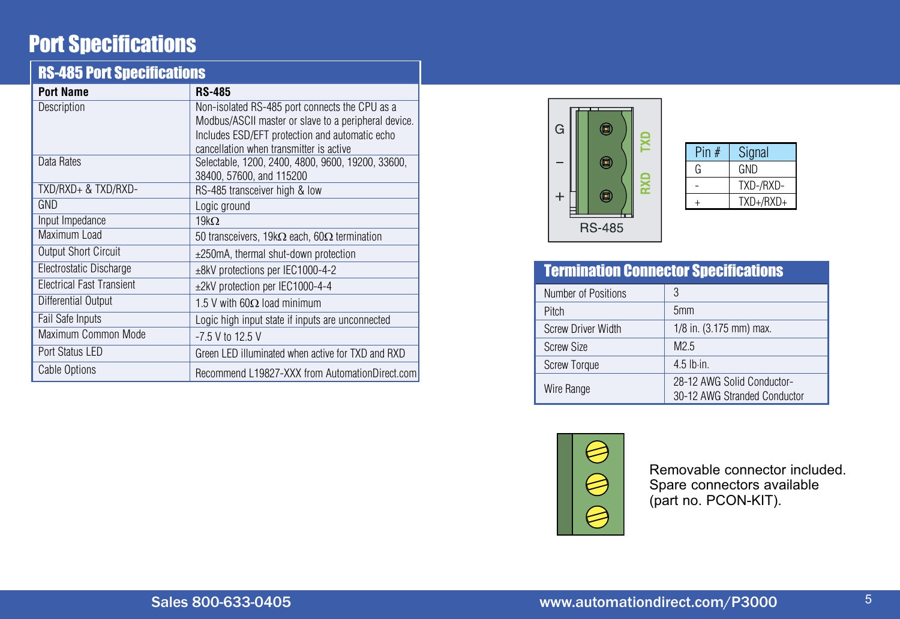# Port Specifications

## RS-485 Port Specifications

| Port Name | RS-485 |
|---|---|
| Description | Non-isolated RS-485 port connects the CPU as a Modbus/ASCII master or slave to a peripheral device. Includes ESD/EFT protection and automatic echo cancellation when transmitter is active |
| Data Rates | Selectable, 1200, 2400, 4800, 9600, 19200, 33600, 38400, 57600, and 115200 |
| TXD/RXD+ & TXD/RXD- | RS-485 transceiver high & low |
| GND | Logic ground |
| Input Impedance | 19kΩ |
| Maximum Load | 50 transceivers, 19kΩ each, 60Ω termination |
| Output Short Circuit | ±250mA, thermal shut-down protection |
| Electrostatic Discharge | ±8kV protections per IEC1000-4-2 |
| Electrical Fast Transient | ±2kV protection per IEC1000-4-4 |
| Differential Output | 1.5 V with 60Ω load minimum |
| Fail Safe Inputs | Logic high input state if inputs are unconnected |
| Maximum Common Mode | -7.5 V to 12.5 V |
| Port Status LED | Green LED illuminated when active for TXD and RXD |
| Cable Options | Recommend L19827-XXX from AutomationDirect.com |

G
–
+
TXD
RXD
RS-485

| Pin # | Signal |
|---|---|
| G | GND |
| - | TXD-/RXD- |
| + | TXD+/RXD+ |

## Termination Connector Specifications

| Number of Positions | 3 |
|---|---|
| Pitch | 5mm |
| Screw Driver Width | 1/8 in. (3.175 mm) max. |
| Screw Size | M2.5 |
| Screw Torque | 4.5 lb·in. |
| Wire Range | 28-12 AWG Solid Conductor-<br>30-12 AWG Stranded Conductor |

Removable connector included.
Spare connectors available
(part no. PCON-KIT).

Sales 800-633-0405 www.automationdirect.com/P3000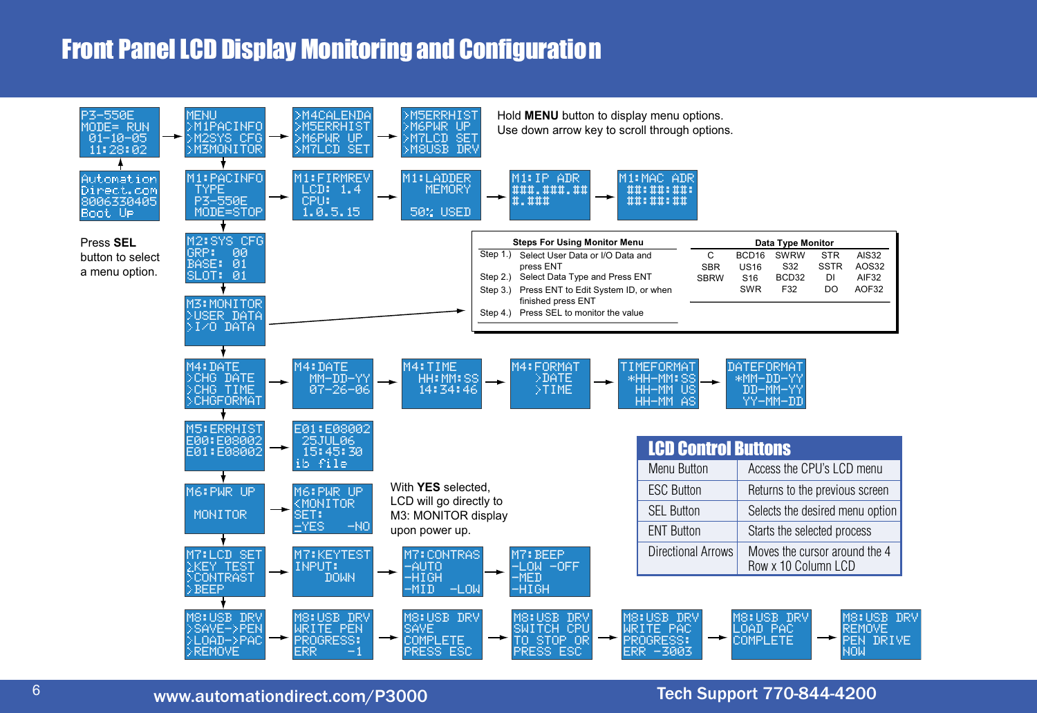# Front Panel LCD Display Monitoring and Configuration

```
P3-550E        MENU           >M4CALENDA     >M5ERRHIST
MODE= RUN  ->  >M1PACINFO ->  >M5ERRHIST ->  >M6PWR UP
 01-10-05      >M2SYS CFG     >M6PWR UP      >M7LCD SET
 11:28:02      >M3MONITOR     >M7LCD SET     >M8USB DRV
```

Hold **MENU** button to display menu options.
Use down arrow key to scroll through options.

```
Automation
Direct.com
8006330405
Boot Up
```

```
M1:PACINFO     M1:FIRMREV     M1:LADDER      M1:IP ADR      M1:MAC ADR
 TYPE      ->  LCD: 1.4   ->   MEMORY    ->  ###.###.## ->   ##:##:##:
 P3-550E       CPU:                          #.###           ##:##:##
 MODE=STOP     1.0.5.15       50% USED
```

Press **SEL** button to select a menu option.

```
M2:SYS CFG
GRP:   00
BASE:  01
SLOT:  01
```

```
M3:MONITOR
>USER DATA
>I/O DATA
```

**Steps For Using Monitor Menu**

| Step | Description |
|---|---|
| Step 1.) | Select User Data or I/O Data and press ENT |
| Step 2.) | Select Data Type and Press ENT |
| Step 3.) | Press ENT to Edit System ID, or when finished press ENT |
| Step 4.) | Press SEL to monitor the value |

**Data Type Monitor**

| | | | | |
|---|---|---|---|---|
| C | BCD16 | SWRW | STR | AIS32 |
| SBR | US16 | S32 | SSTR | AOS32 |
| SBRW | S16 | BCD32 | DI | AIF32 |
| | SWR | F32 | DO | AOF32 |

```
M4:DATE        M4:DATE        M4:TIME        M4:FORMAT      TIMEFORMAT     DATEFORMAT
>CHG DATE  ->   MM-DD-YY  ->   HH:MM:SS  ->   >DATE     ->  *HH-MM:SS  ->  *MM-DD-YY
>CHG TIME       07-26-06       14:34:46       >TIME          HH-MM US       DD-MM-YY
>CHGFORMAT                                                   HH-MM AS       YY-MM-DD
```

```
M5:ERRHIST     E01:E08002
E00:E08002 ->   25JUL06
E01:E08002      15:45:30
               ib file
```

```
M6:PWR UP      M6:PWR UP
           ->  <MONITOR
 MONITOR       SET:
               =YES    -NO
```

With **YES** selected, LCD will go directly to M3: MONITOR display upon power up.

```
M7:LCD SET     M7:KEYTEST     M7:CONTRAS     M7:BEEP
>KEY TEST  ->  INPUT:     ->  -AUTO      ->  -LOW  -OFF
>CONTRAST        DOWN         -HIGH          -MED
>BEEP                         -MID   -LOW    -HIGH
```

```
M8:USB DRV     M8:USB DRV     M8:USB DRV     M8:USB DRV     M8:USB DRV     M8:USB DRV     M8:USB DRV
>SAVE->PEN ->  WRITE PEN  ->  SAVE       ->  SWITCH CPU ->  WRITE PAC  ->  LOAD PAC   ->  REMOVE
>LOAD->PAC     PROGRESS:      COMPLETE       TO STOP OR     PROGRESS:      COMPLETE       PEN DRIVE
>REMOVE        ERR     -1     PRESS ESC      PRESS ESC      ERR -3003                     NOW
```

## LCD Control Buttons

| | |
|---|---|
| Menu Button | Access the CPU's LCD menu |
| ESC Button | Returns to the previous screen |
| SEL Button | Selects the desired menu option |
| ENT Button | Starts the selected process |
| Directional Arrows | Moves the cursor around the 4 Row x 10 Column LCD |

www.automationdirect.com/P3000 Tech Support 770-844-4200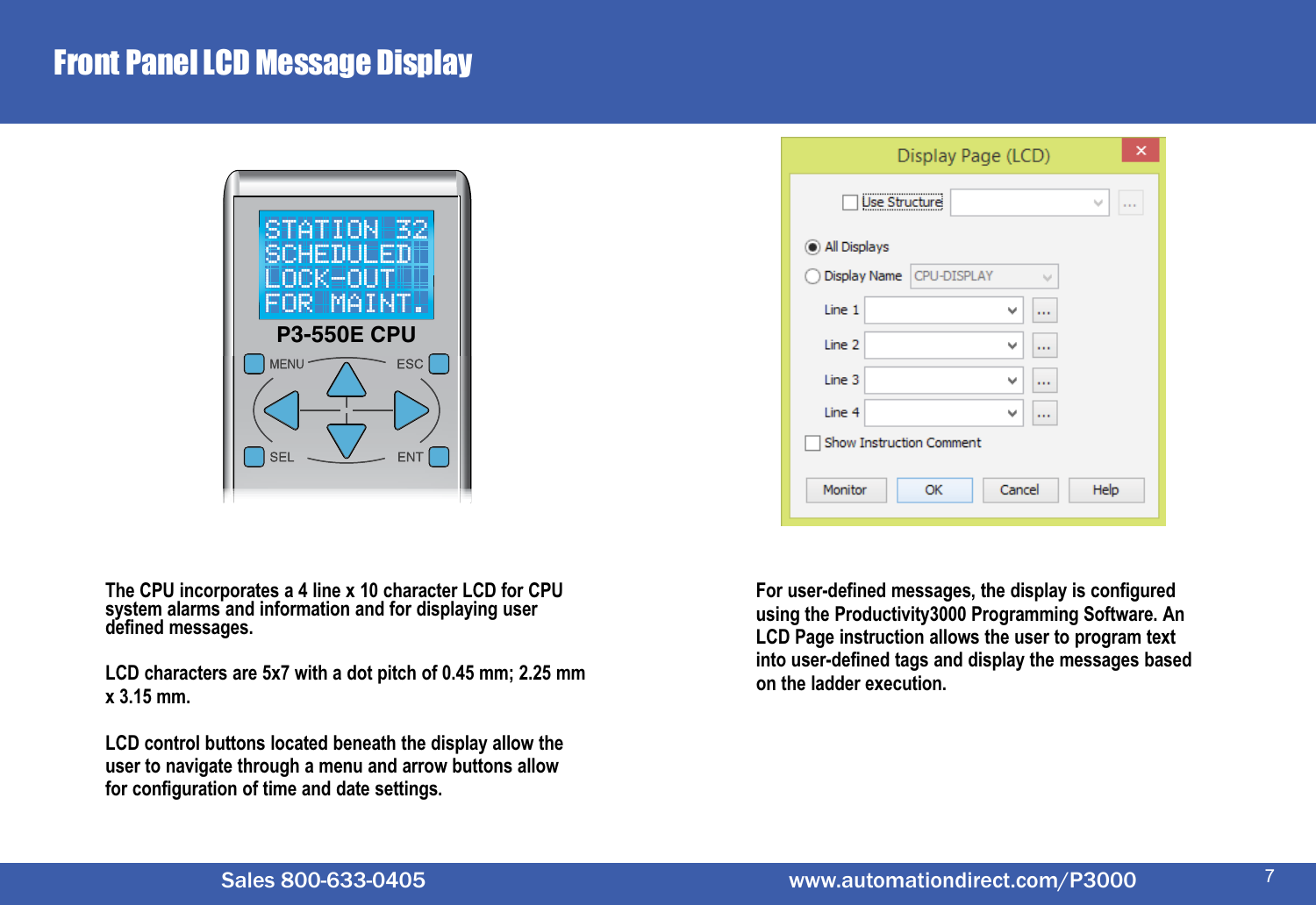# Front Panel LCD Message Display

The CPU incorporates a 4 line x 10 character LCD for CPU system alarms and information and for displaying user defined messages.

LCD characters are 5x7 with a dot pitch of 0.45 mm; 2.25 mm x 3.15 mm.

LCD control buttons located beneath the display allow the user to navigate through a menu and arrow buttons allow for configuration of time and date settings.

For user-defined messages, the display is configured using the Productivity3000 Programming Software. An LCD Page instruction allows the user to program text into user-defined tags and display the messages based on the ladder execution.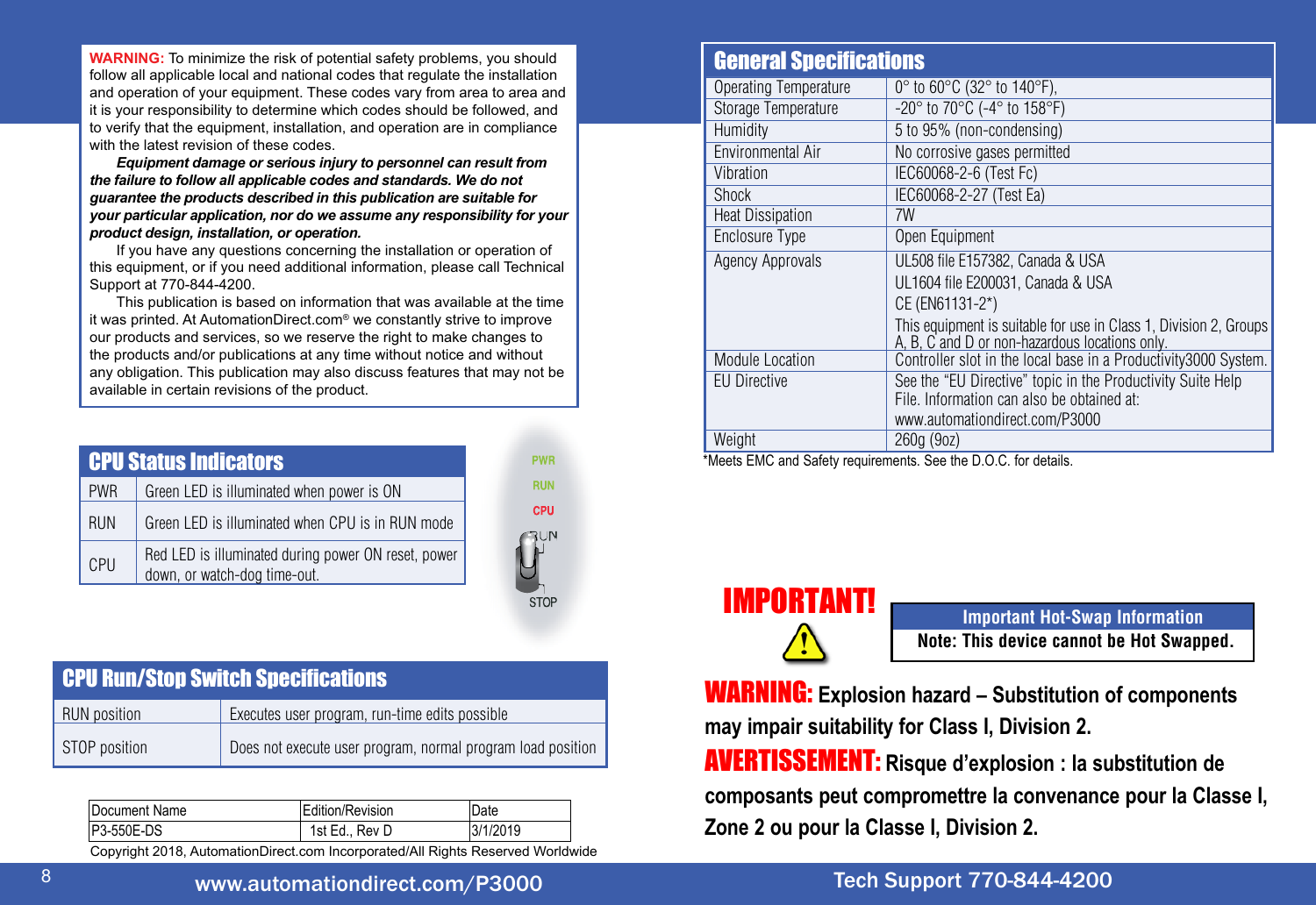**WARNING:** To minimize the risk of potential safety problems, you should follow all applicable local and national codes that regulate the installation and operation of your equipment. These codes vary from area to area and it is your responsibility to determine which codes should be followed, and to verify that the equipment, installation, and operation are in compliance with the latest revision of these codes.

***Equipment damage or serious injury to personnel can result from the failure to follow all applicable codes and standards. We do not guarantee the products described in this publication are suitable for your particular application, nor do we assume any responsibility for your product design, installation, or operation.***

If you have any questions concerning the installation or operation of this equipment, or if you need additional information, please call Technical Support at 770-844-4200.

This publication is based on information that was available at the time it was printed. At AutomationDirect.com® we constantly strive to improve our products and services, so we reserve the right to make changes to the products and/or publications at any time without notice and without any obligation. This publication may also discuss features that may not be available in certain revisions of the product.

## CPU Status Indicators

| | |
|---|---|
| PWR | Green LED is illuminated when power is ON |
| RUN | Green LED is illuminated when CPU is in RUN mode |
| CPU | Red LED is illuminated during power ON reset, power down, or watch-dog time-out. |

PWR
RUN
CPU
RUN
STOP

## CPU Run/Stop Switch Specifications

| | |
|---|---|
| RUN position | Executes user program, run-time edits possible |
| STOP position | Does not execute user program, normal program load position |

| Document Name | Edition/Revision | Date |
|---|---|---|
| P3-550E-DS | 1st Ed., Rev D | 3/1/2019 |

Copyright 2018, AutomationDirect.com Incorporated/All Rights Reserved Worldwide

## General Specifications

| | |
|---|---|
| Operating Temperature | 0° to 60°C (32° to 140°F), |
| Storage Temperature | -20° to 70°C (-4° to 158°F) |
| Humidity | 5 to 95% (non-condensing) |
| Environmental Air | No corrosive gases permitted |
| Vibration | IEC60068-2-6 (Test Fc) |
| Shock | IEC60068-2-27 (Test Ea) |
| Heat Dissipation | 7W |
| Enclosure Type | Open Equipment |
| Agency Approvals | UL508 file E157382, Canada & USA<br>UL1604 file E200031, Canada & USA<br>CE (EN61131-2*)<br>This equipment is suitable for use in Class 1, Division 2, Groups A, B, C and D or non-hazardous locations only. |
| Module Location | Controller slot in the local base in a Productivity3000 System. |
| EU Directive | See the "EU Directive" topic in the Productivity Suite Help File. Information can also be obtained at: www.automationdirect.com/P3000 |
| Weight | 260g (9oz) |

*Meets EMC and Safety requirements. See the D.O.C. for details.

**IMPORTANT!**

| Important Hot-Swap Information |
|---|
| **Note: This device cannot be Hot Swapped.** |

**WARNING: Explosion hazard – Substitution of components may impair suitability for Class I, Division 2.**

**AVERTISSEMENT: Risque d'explosion : la substitution de composants peut compromettre la convenance pour la Classe I, Zone 2 ou pour la Classe I, Division 2.**